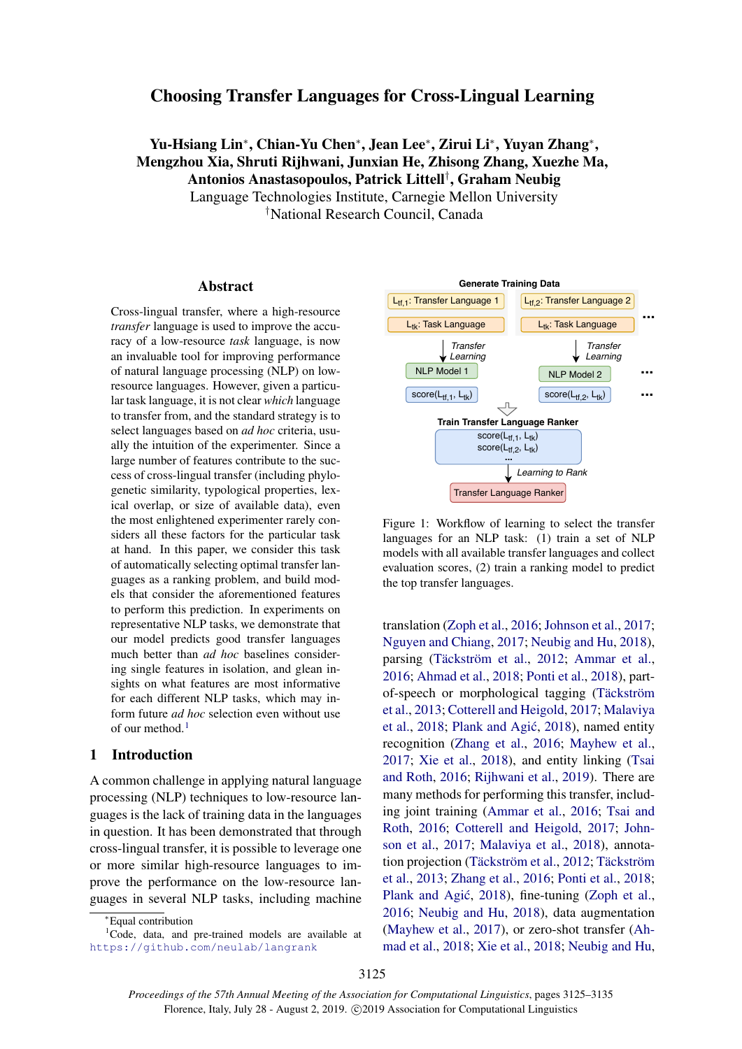# Choosing Transfer Languages for Cross-Lingual Learning

**Yu-Hsiang Lin[*], Chian-Yu Chen[*], Jean Lee[*], Zirui Li[*], Yuyan Zhang[*], Mengzhou Xia, Shruti Rijhwani, Junxian He, Zhisong Zhang, Xuezhe Ma, Antonios Anastasopoulos, Patrick Littell[†], Graham Neubig**

Language Technologies Institute, Carnegie Mellon University

[†]National Research Council, Canada

## Abstract

Cross-lingual transfer, where a high-resource *transfer* language is used to improve the accuracy of a low-resource *task* language, is now an invaluable tool for improving performance of natural language processing (NLP) on low-resource languages. However, given a particular task language, it is not clear *which* language to transfer from, and the standard strategy is to select languages based on *ad hoc* criteria, usually the intuition of the experimenter. Since a large number of features contribute to the success of cross-lingual transfer (including phylogenetic similarity, typological properties, lexical overlap, or size of available data), even the most enlightened experimenter rarely considers all these factors for the particular task at hand. In this paper, we consider this task of automatically selecting optimal transfer languages as a ranking problem, and build models that consider the aforementioned features to perform this prediction. In experiments on representative NLP tasks, we demonstrate that our model predicts good transfer languages much better than *ad hoc* baselines considering single features in isolation, and glean insights on what features are most informative for each different NLP tasks, which may inform future *ad hoc* selection even without use of our method.[1]

## 1 Introduction

A common challenge in applying natural language processing (NLP) techniques to low-resource languages is the lack of training data in the languages in question. It has been demonstrated that through cross-lingual transfer, it is possible to leverage one or more similar high-resource languages to improve the performance on the low-resource languages in several NLP tasks, including machine translation (Zoph et al., 2016; Johnson et al., 2017; Nguyen and Chiang, 2017; Neubig and Hu, 2018), parsing (Täckström et al., 2012; Ammar et al., 2016; Ahmad et al., 2018; Ponti et al., 2018), part-of-speech or morphological tagging (Täckström et al., 2013; Cotterell and Heigold, 2017; Malaviya et al., 2018; Plank and Agić, 2018), named entity recognition (Zhang et al., 2016; Mayhew et al., 2017; Xie et al., 2018), and entity linking (Tsai and Roth, 2016; Rijhwani et al., 2019). There are many methods for performing this transfer, including joint training (Ammar et al., 2016; Tsai and Roth, 2016; Cotterell and Heigold, 2017; Johnson et al., 2017; Malaviya et al., 2018), annotation projection (Täckström et al., 2012; Täckström et al., 2013; Zhang et al., 2016; Ponti et al., 2018; Plank and Agić, 2018), fine-tuning (Zoph et al., 2016; Neubig and Hu, 2018), data augmentation (Mayhew et al., 2017), or zero-shot transfer (Ahmad et al., 2018; Xie et al., 2018; Neubig and Hu,

Generate Training Data

$L_{tf,1}$: Transfer Language 1 | $L_{tk}$: Task Language → Transfer Learning → NLP Model 1 → score($L_{tf,1}$, $L_{tk}$)

$L_{tf,2}$: Transfer Language 2 | $L_{tk}$: Task Language → Transfer Learning → NLP Model 2 → score($L_{tf,2}$, $L_{tk}$) ...

Train Transfer Language Ranker: score($L_{tf,1}$, $L_{tk}$), score($L_{tf,2}$, $L_{tk}$), ... → Learning to Rank → Transfer Language Ranker

Figure 1: Workflow of learning to select the transfer languages for an NLP task: (1) train a set of NLP models with all available transfer languages and collect evaluation scores, (2) train a ranking model to predict the top transfer languages.

[*]Equal contribution

[1]Code, data, and pre-trained models are available at https://github.com/neulab/langrank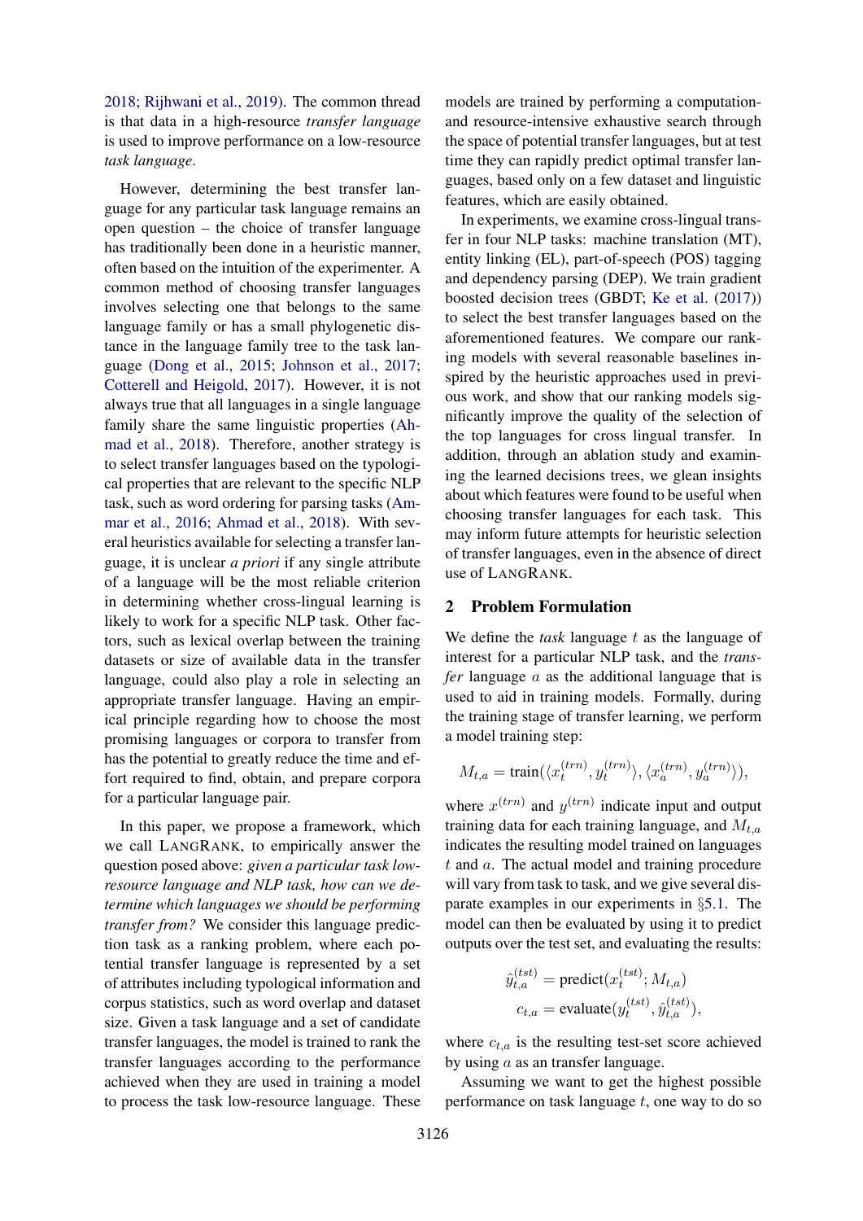2018; Rijhwani et al., 2019). The common thread is that data in a high-resource *transfer language* is used to improve performance on a low-resource *task language*.

However, determining the best transfer language for any particular task language remains an open question – the choice of transfer language has traditionally been done in a heuristic manner, often based on the intuition of the experimenter. A common method of choosing transfer languages involves selecting one that belongs to the same language family or has a small phylogenetic distance in the language family tree to the task language (Dong et al., 2015; Johnson et al., 2017; Cotterell and Heigold, 2017). However, it is not always true that all languages in a single language family share the same linguistic properties (Ahmad et al., 2018). Therefore, another strategy is to select transfer languages based on the typological properties that are relevant to the specific NLP task, such as word ordering for parsing tasks (Ammar et al., 2016; Ahmad et al., 2018). With several heuristics available for selecting a transfer language, it is unclear *a priori* if any single attribute of a language will be the most reliable criterion in determining whether cross-lingual learning is likely to work for a specific NLP task. Other factors, such as lexical overlap between the training datasets or size of available data in the transfer language, could also play a role in selecting an appropriate transfer language. Having an empirical principle regarding how to choose the most promising languages or corpora to transfer from has the potential to greatly reduce the time and effort required to find, obtain, and prepare corpora for a particular language pair.

In this paper, we propose a framework, which we call LangRank, to empirically answer the question posed above: *given a particular task low-resource language and NLP task, how can we determine which languages we should be performing transfer from?* We consider this language prediction task as a ranking problem, where each potential transfer language is represented by a set of attributes including typological information and corpus statistics, such as word overlap and dataset size. Given a task language and a set of candidate transfer languages, the model is trained to rank the transfer languages according to the performance achieved when they are used in training a model to process the task low-resource language. These models are trained by performing a computation- and resource-intensive exhaustive search through the space of potential transfer languages, but at test time they can rapidly predict optimal transfer languages, based only on a few dataset and linguistic features, which are easily obtained.

In experiments, we examine cross-lingual transfer in four NLP tasks: machine translation (MT), entity linking (EL), part-of-speech (POS) tagging and dependency parsing (DEP). We train gradient boosted decision trees (GBDT; Ke et al. (2017)) to select the best transfer languages based on the aforementioned features. We compare our ranking models with several reasonable baselines inspired by the heuristic approaches used in previous work, and show that our ranking models significantly improve the quality of the selection of the top languages for cross lingual transfer. In addition, through an ablation study and examining the learned decisions trees, we glean insights about which features were found to be useful when choosing transfer languages for each task. This may inform future attempts for heuristic selection of transfer languages, even in the absence of direct use of LangRank.

## 2 Problem Formulation

We define the *task* language $t$ as the language of interest for a particular NLP task, and the *transfer* language $a$ as the additional language that is used to aid in training models. Formally, during the training stage of transfer learning, we perform a model training step:

$$M_{t,a} = \text{train}(\langle x_t^{(trn)}, y_t^{(trn)} \rangle, \langle x_a^{(trn)}, y_a^{(trn)} \rangle),$$

where $x^{(trn)}$ and $y^{(trn)}$ indicate input and output training data for each training language, and $M_{t,a}$ indicates the resulting model trained on languages $t$ and $a$. The actual model and training procedure will vary from task to task, and we give several disparate examples in our experiments in §5.1. The model can then be evaluated by using it to predict outputs over the test set, and evaluating the results:

$$\hat{y}_{t,a}^{(tst)} = \text{predict}(x_t^{(tst)}; M_{t,a})$$
$$c_{t,a} = \text{evaluate}(y_t^{(tst)}, \hat{y}_{t,a}^{(tst)}),$$

where $c_{t,a}$ is the resulting test-set score achieved by using $a$ as an transfer language.

Assuming we want to get the highest possible performance on task language $t$, one way to do so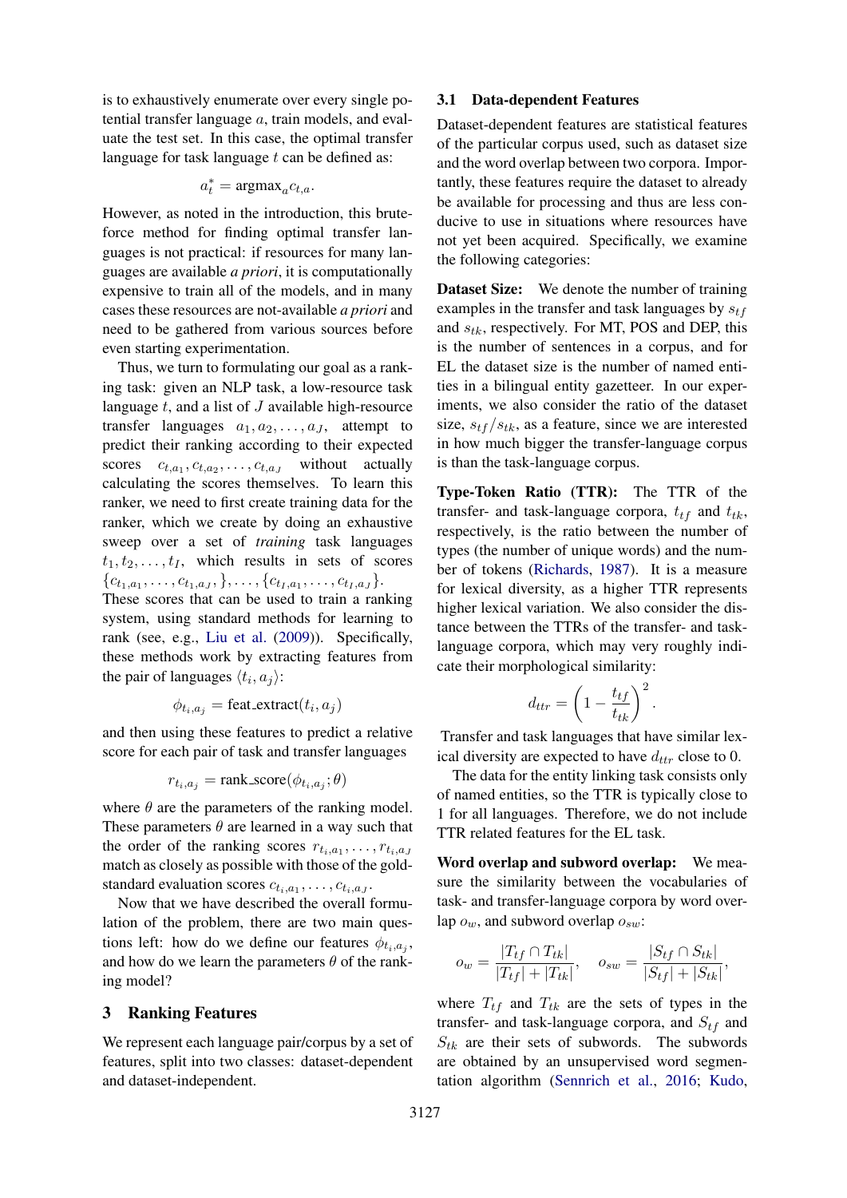is to exhaustively enumerate over every single potential transfer language $a$, train models, and evaluate the test set. In this case, the optimal transfer language for task language $t$ can be defined as:

$$a_t^* = \text{argmax}_a c_{t,a}.$$

However, as noted in the introduction, this brute-force method for finding optimal transfer languages is not practical: if resources for many languages are available *a priori*, it is computationally expensive to train all of the models, and in many cases these resources are not-available *a priori* and need to be gathered from various sources before even starting experimentation.

Thus, we turn to formulating our goal as a ranking task: given an NLP task, a low-resource task language $t$, and a list of $J$ available high-resource transfer languages $a_1, a_2, \ldots, a_J$, attempt to predict their ranking according to their expected scores $c_{t,a_1}, c_{t,a_2}, \ldots, c_{t,a_J}$ without actually calculating the scores themselves. To learn this ranker, we need to first create training data for the ranker, which we create by doing an exhaustive sweep over a set of *training* task languages $t_1, t_2, \ldots, t_I$, which results in sets of scores $\{c_{t_1,a_1}, \ldots, c_{t_1,a_J}, \}, \ldots, \{c_{t_I,a_1}, \ldots, c_{t_I,a_J}\}$. These scores that can be used to train a ranking system, using standard methods for learning to rank (see, e.g., Liu et al. (2009)). Specifically, these methods work by extracting features from the pair of languages $\langle t_i, a_j \rangle$:

$$\phi_{t_i,a_j} = \text{feat\_extract}(t_i, a_j)$$

and then using these features to predict a relative score for each pair of task and transfer languages

$$r_{t_i,a_j} = \text{rank\_score}(\phi_{t_i,a_j}; \theta)$$

where $\theta$ are the parameters of the ranking model. These parameters $\theta$ are learned in a way such that the order of the ranking scores $r_{t_i,a_1}, \ldots, r_{t_i,a_J}$ match as closely as possible with those of the gold-standard evaluation scores $c_{t_i,a_1}, \ldots, c_{t_i,a_J}$.

Now that we have described the overall formulation of the problem, there are two main questions left: how do we define our features $\phi_{t_i,a_j}$, and how do we learn the parameters $\theta$ of the ranking model?

## 3 Ranking Features

We represent each language pair/corpus by a set of features, split into two classes: dataset-dependent and dataset-independent.

### 3.1 Data-dependent Features

Dataset-dependent features are statistical features of the particular corpus used, such as dataset size and the word overlap between two corpora. Importantly, these features require the dataset to already be available for processing and thus are less conducive to use in situations where resources have not yet been acquired. Specifically, we examine the following categories:

**Dataset Size:** We denote the number of training examples in the transfer and task languages by $s_{tf}$ and $s_{tk}$, respectively. For MT, POS and DEP, this is the number of sentences in a corpus, and for EL the dataset size is the number of named entities in a bilingual entity gazetteer. In our experiments, we also consider the ratio of the dataset size, $s_{tf}/s_{tk}$, as a feature, since we are interested in how much bigger the transfer-language corpus is than the task-language corpus.

**Type-Token Ratio (TTR):** The TTR of the transfer- and task-language corpora, $t_{tf}$ and $t_{tk}$, respectively, is the ratio between the number of types (the number of unique words) and the number of tokens (Richards, 1987). It is a measure for lexical diversity, as a higher TTR represents higher lexical variation. We also consider the distance between the TTRs of the transfer- and task-language corpora, which may very roughly indicate their morphological similarity:

$$d_{ttr} = \left(1 - \frac{t_{tf}}{t_{tk}}\right)^2.$$

Transfer and task languages that have similar lexical diversity are expected to have $d_{ttr}$ close to 0.

The data for the entity linking task consists only of named entities, so the TTR is typically close to 1 for all languages. Therefore, we do not include TTR related features for the EL task.

**Word overlap and subword overlap:** We measure the similarity between the vocabularies of task- and transfer-language corpora by word overlap $o_w$, and subword overlap $o_{sw}$:

$$o_w = \frac{|T_{tf} \cap T_{tk}|}{|T_{tf}| + |T_{tk}|}, \quad o_{sw} = \frac{|S_{tf} \cap S_{tk}|}{|S_{tf}| + |S_{tk}|},$$

where $T_{tf}$ and $T_{tk}$ are the sets of types in the transfer- and task-language corpora, and $S_{tf}$ and $S_{tk}$ are their sets of subwords. The subwords are obtained by an unsupervised word segmentation algorithm (Sennrich et al., 2016; Kudo,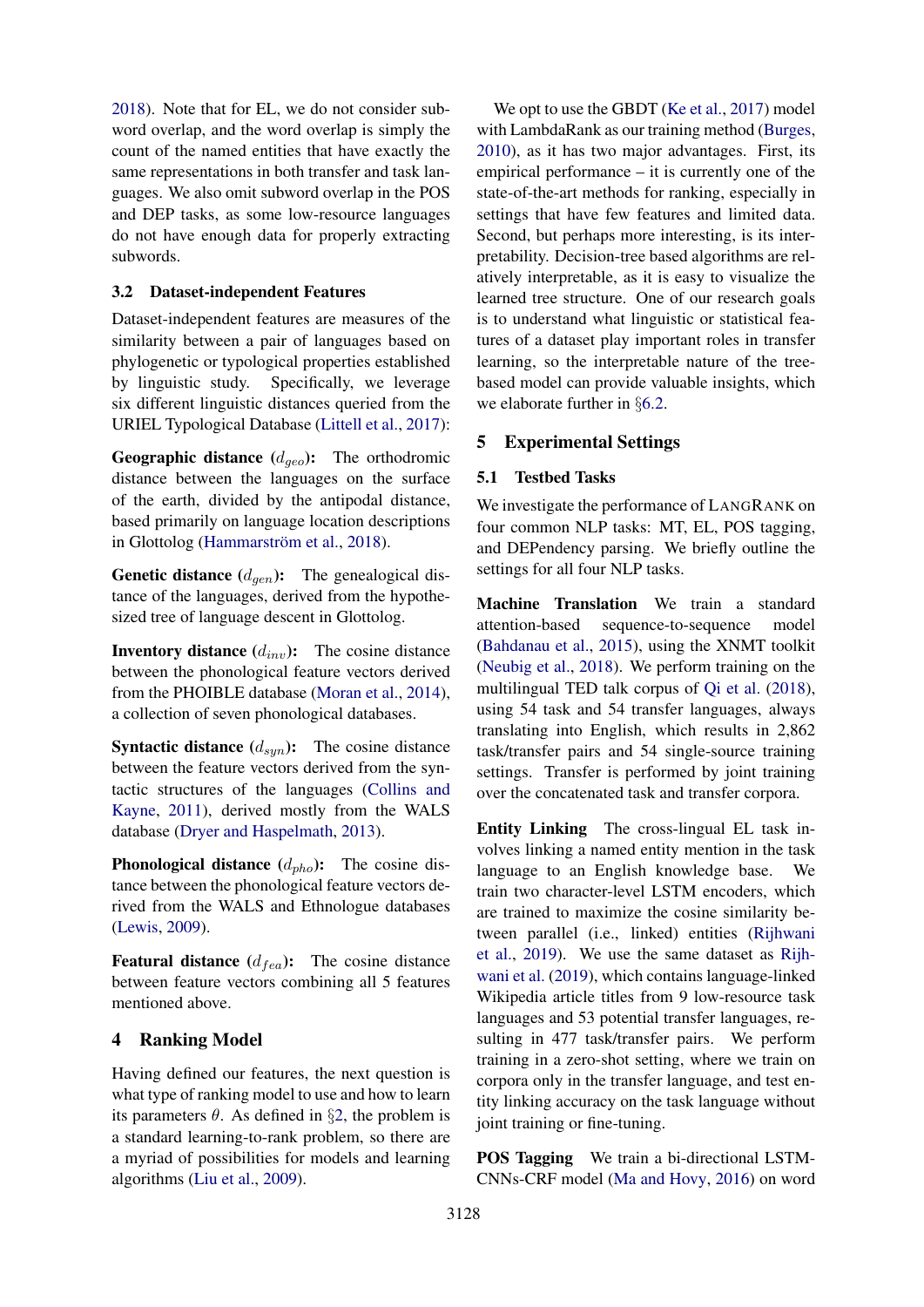2018). Note that for EL, we do not consider subword overlap, and the word overlap is simply the count of the named entities that have exactly the same representations in both transfer and task languages. We also omit subword overlap in the POS and DEP tasks, as some low-resource languages do not have enough data for properly extracting subwords.

### 3.2 Dataset-independent Features

Dataset-independent features are measures of the similarity between a pair of languages based on phylogenetic or typological properties established by linguistic study. Specifically, we leverage six different linguistic distances queried from the URIEL Typological Database (Littell et al., 2017):

**Geographic distance ($d_{geo}$):** The orthodromic distance between the languages on the surface of the earth, divided by the antipodal distance, based primarily on language location descriptions in Glottolog (Hammarström et al., 2018).

**Genetic distance ($d_{gen}$):** The genealogical distance of the languages, derived from the hypothesized tree of language descent in Glottolog.

**Inventory distance ($d_{inv}$):** The cosine distance between the phonological feature vectors derived from the PHOIBLE database (Moran et al., 2014), a collection of seven phonological databases.

**Syntactic distance ($d_{syn}$):** The cosine distance between the feature vectors derived from the syntactic structures of the languages (Collins and Kayne, 2011), derived mostly from the WALS database (Dryer and Haspelmath, 2013).

**Phonological distance ($d_{pho}$):** The cosine distance between the phonological feature vectors derived from the WALS and Ethnologue databases (Lewis, 2009).

**Featural distance ($d_{fea}$):** The cosine distance between feature vectors combining all 5 features mentioned above.

## 4 Ranking Model

Having defined our features, the next question is what type of ranking model to use and how to learn its parameters $\theta$. As defined in §2, the problem is a standard learning-to-rank problem, so there are a myriad of possibilities for models and learning algorithms (Liu et al., 2009).

We opt to use the GBDT (Ke et al., 2017) model with LambdaRank as our training method (Burges, 2010), as it has two major advantages. First, its empirical performance – it is currently one of the state-of-the-art methods for ranking, especially in settings that have few features and limited data. Second, but perhaps more interesting, is its interpretability. Decision-tree based algorithms are relatively interpretable, as it is easy to visualize the learned tree structure. One of our research goals is to understand what linguistic or statistical features of a dataset play important roles in transfer learning, so the interpretable nature of the tree-based model can provide valuable insights, which we elaborate further in §6.2.

## 5 Experimental Settings

### 5.1 Testbed Tasks

We investigate the performance of LangRank on four common NLP tasks: MT, EL, POS tagging, and DEPendency parsing. We briefly outline the settings for all four NLP tasks.

**Machine Translation** We train a standard attention-based sequence-to-sequence model (Bahdanau et al., 2015), using the XNMT toolkit (Neubig et al., 2018). We perform training on the multilingual TED talk corpus of Qi et al. (2018), using 54 task and 54 transfer languages, always translating into English, which results in 2,862 task/transfer pairs and 54 single-source training settings. Transfer is performed by joint training over the concatenated task and transfer corpora.

**Entity Linking** The cross-lingual EL task involves linking a named entity mention in the task language to an English knowledge base. We train two character-level LSTM encoders, which are trained to maximize the cosine similarity between parallel (i.e., linked) entities (Rijhwani et al., 2019). We use the same dataset as Rijhwani et al. (2019), which contains language-linked Wikipedia article titles from 9 low-resource task languages and 53 potential transfer languages, resulting in 477 task/transfer pairs. We perform training in a zero-shot setting, where we train on corpora only in the transfer language, and test entity linking accuracy on the task language without joint training or fine-tuning.

**POS Tagging** We train a bi-directional LSTM-CNNs-CRF model (Ma and Hovy, 2016) on word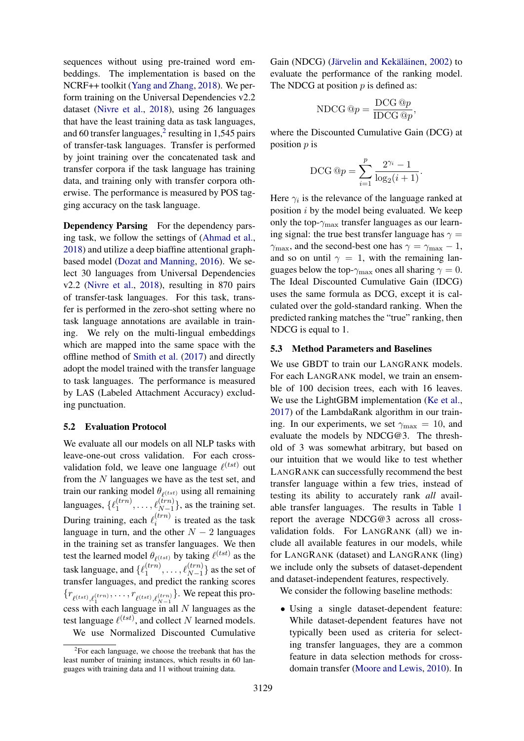sequences without using pre-trained word embeddings. The implementation is based on the NCRF++ toolkit (Yang and Zhang, 2018). We perform training on the Universal Dependencies v2.2 dataset (Nivre et al., 2018), using 26 languages that have the least training data as task languages, and 60 transfer languages,[2] resulting in 1,545 pairs of transfer-task languages. Transfer is performed by joint training over the concatenated task and transfer corpora if the task language has training data, and training only with transfer corpora otherwise. The performance is measured by POS tagging accuracy on the task language.

**Dependency Parsing** For the dependency parsing task, we follow the settings of (Ahmad et al., 2018) and utilize a deep biaffine attentional graph-based model (Dozat and Manning, 2016). We select 30 languages from Universal Dependencies v2.2 (Nivre et al., 2018), resulting in 870 pairs of transfer-task languages. For this task, transfer is performed in the zero-shot setting where no task language annotations are available in training. We rely on the multi-lingual embeddings which are mapped into the same space with the offline method of Smith et al. (2017) and directly adopt the model trained with the transfer language to task languages. The performance is measured by LAS (Labeled Attachment Accuracy) excluding punctuation.

### 5.2 Evaluation Protocol

We evaluate all our models on all NLP tasks with leave-one-out cross validation. For each cross-validation fold, we leave one language $\ell^{(tst)}$ out from the $N$ languages we have as the test set, and train our ranking model $\theta_{\ell^{(tst)}}$ using all remaining languages, $\{\ell_1^{(trn)}, \ldots, \ell_{N-1}^{(trn)}\}$, as the training set. During training, each $\ell_i^{(trn)}$ is treated as the task language in turn, and the other $N-2$ languages in the training set as transfer languages. We then test the learned model $\theta_{\ell^{(tst)}}$ by taking $\ell^{(tst)}$ as the task language, and $\{\ell_1^{(trn)}, \ldots, \ell_{N-1}^{(trn)}\}$ as the set of transfer languages, and predict the ranking scores $\{r_{\ell^{(tst)},\ell_1^{(trn)}}, \ldots, r_{\ell^{(tst)},\ell_{N-1}^{(trn)}}\}$. We repeat this process with each language in all $N$ languages as the test language $\ell^{(tst)}$, and collect $N$ learned models.

We use Normalized Discounted Cumulative Gain (NDCG) (Järvelin and Kekäläinen, 2002) to evaluate the performance of the ranking model. The NDCG at position $p$ is defined as:

$$\text{NDCG}\ @p = \frac{\text{DCG}\ @p}{\text{IDCG}\ @p},$$

where the Discounted Cumulative Gain (DCG) at position $p$ is

$$\text{DCG}\ @p = \sum_{i=1}^{p} \frac{2^{\gamma_i} - 1}{\log_2(i+1)}.$$

Here $\gamma_i$ is the relevance of the language ranked at position $i$ by the model being evaluated. We keep only the top-$\gamma_{\max}$ transfer languages as our learning signal: the true best transfer language has $\gamma = \gamma_{\max}$, and the second-best one has $\gamma = \gamma_{\max} - 1$, and so on until $\gamma = 1$, with the remaining languages below the top-$\gamma_{\max}$ ones all sharing $\gamma = 0$. The Ideal Discounted Cumulative Gain (IDCG) uses the same formula as DCG, except it is calculated over the gold-standard ranking. When the predicted ranking matches the "true" ranking, then NDCG is equal to 1.

### 5.3 Method Parameters and Baselines

We use GBDT to train our LangRank models. For each LangRank model, we train an ensemble of 100 decision trees, each with 16 leaves. We use the LightGBM implementation (Ke et al., 2017) of the LambdaRank algorithm in our training. In our experiments, we set $\gamma_{\max} = 10$, and evaluate the models by NDCG@3. The threshold of 3 was somewhat arbitrary, but based on our intuition that we would like to test whether LangRank can successfully recommend the best transfer language within a few tries, instead of testing its ability to accurately rank *all* available transfer languages. The results in Table 1 report the average NDCG@3 across all cross-validation folds. For LangRank (all) we include all available features in our models, while for LangRank (dataset) and LangRank (ling) we include only the subsets of dataset-dependent and dataset-independent features, respectively.

We consider the following baseline methods:

- Using a single dataset-dependent feature: While dataset-dependent features have not typically been used as criteria for selecting transfer languages, they are a common feature in data selection methods for cross-domain transfer (Moore and Lewis, 2010). In

[2] For each language, we choose the treebank that has the least number of training instances, which results in 60 languages with training data and 11 without training data.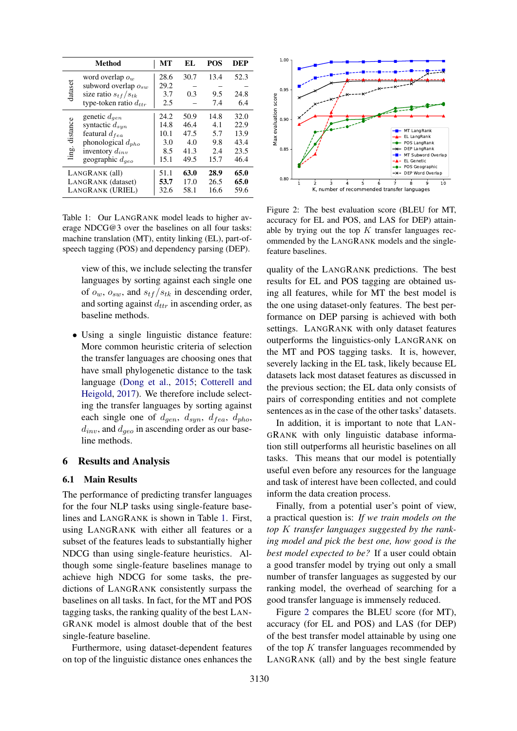| | Method | MT | EL | POS | DEP |
|---|---|---|---|---|---|
| dataset | word overlap $o_w$ | 28.6 | 30.7 | 13.4 | 52.3 |
| | subword overlap $o_{sw}$ | 29.2 | – | – | – |
| | size ratio $s_{tf}/s_{tk}$ | 3.7 | 0.3 | 9.5 | 24.8 |
| | type-token ratio $d_{ttr}$ | 2.5 | – | 7.4 | 6.4 |
| ling. distance | genetic $d_{gen}$ | 24.2 | 50.9 | 14.8 | 32.0 |
| | syntactic $d_{syn}$ | 14.8 | 46.4 | 4.1 | 22.9 |
| | featural $d_{fea}$ | 10.1 | 47.5 | 5.7 | 13.9 |
| | phonological $d_{pho}$ | 3.0 | 4.0 | 9.8 | 43.4 |
| | inventory $d_{inv}$ | 8.5 | 41.3 | 2.4 | 23.5 |
| | geographic $d_{geo}$ | 15.1 | 49.5 | 15.7 | 46.4 |
| | LANGRANK (all) | 51.1 | **63.0** | **28.9** | **65.0** |
| | LANGRANK (dataset) | **53.7** | 17.0 | 26.5 | **65.0** |
| | LANGRANK (URIEL) | 32.6 | 58.1 | 16.6 | 59.6 |

Table 1: Our LANGRANK model leads to higher average NDCG@3 over the baselines on all four tasks: machine translation (MT), entity linking (EL), part-of-speech tagging (POS) and dependency parsing (DEP).

view of this, we include selecting the transfer languages by sorting against each single one of $o_w$, $o_{sw}$, and $s_{tf}/s_{tk}$ in descending order, and sorting against $d_{ttr}$ in ascending order, as baseline methods.

- Using a single linguistic distance feature: More common heuristic criteria of selection the transfer languages are choosing ones that have small phylogenetic distance to the task language (Dong et al., 2015; Cotterell and Heigold, 2017). We therefore include selecting the transfer languages by sorting against each single one of $d_{gen}$, $d_{syn}$, $d_{fea}$, $d_{pho}$, $d_{inv}$, and $d_{geo}$ in ascending order as our baseline methods.

## 6 Results and Analysis

### 6.1 Main Results

The performance of predicting transfer languages for the four NLP tasks using single-feature baselines and LANGRANK is shown in Table 1. First, using LANGRANK with either all features or a subset of the features leads to substantially higher NDCG than using single-feature heuristics. Although some single-feature baselines manage to achieve high NDCG for some tasks, the predictions of LANGRANK consistently surpass the baselines on all tasks. In fact, for the MT and POS tagging tasks, the ranking quality of the best LANGRANK model is almost double that of the best single-feature baseline.

Furthermore, using dataset-dependent features on top of the linguistic distance ones enhances the

Figure 2: The best evaluation score (BLEU for MT, accuracy for EL and POS, and LAS for DEP) attainable by trying out the top $K$ transfer languages recommended by the LANGRANK models and the single-feature baselines.

quality of the LANGRANK predictions. The best results for EL and POS tagging are obtained using all features, while for MT the best model is the one using dataset-only features. The best performance on DEP parsing is achieved with both settings. LANGRANK with only dataset features outperforms the linguistics-only LANGRANK on the MT and POS tagging tasks. It is, however, severely lacking in the EL task, likely because EL datasets lack most dataset features as discussed in the previous section; the EL data only consists of pairs of corresponding entities and not complete sentences as in the case of the other tasks' datasets.

In addition, it is important to note that LANGRANK with only linguistic database information still outperforms all heuristic baselines on all tasks. This means that our model is potentially useful even before any resources for the language and task of interest have been collected, and could inform the data creation process.

Finally, from a potential user's point of view, a practical question is: *If we train models on the top $K$ transfer languages suggested by the ranking model and pick the best one, how good is the best model expected to be?* If a user could obtain a good transfer model by trying out only a small number of transfer languages as suggested by our ranking model, the overhead of searching for a good transfer language is immensely reduced.

Figure 2 compares the BLEU score (for MT), accuracy (for EL and POS) and LAS (for DEP) of the best transfer model attainable by using one of the top $K$ transfer languages recommended by LANGRANK (all) and by the best single feature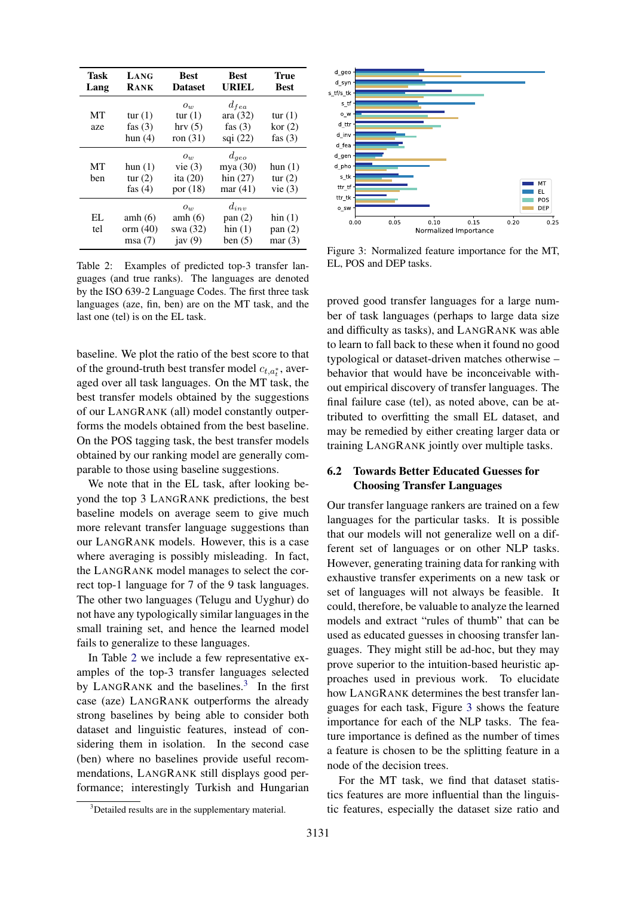| Task Lang | LangRank | Best Dataset | Best URIEL | True Best |
|---|---|---|---|---|
| | | $o_w$ | $d_{fea}$ | |
| MT aze | tur (1) fas (3) hun (4) | tur (1) hrv (5) ron (31) | ara (32) fas (3) sqi (22) | tur (1) kor (2) fas (3) |
| | | $o_w$ | $d_{geo}$ | |
| MT ben | hun (1) tur (2) fas (4) | vie (3) ita (20) por (18) | mya (30) hin (27) mar (41) | hun (1) tur (2) vie (3) |
| | | $o_w$ | $d_{inv}$ | |
| EL tel | amh (6) orm (40) msa (7) | amh (6) swa (32) jav (9) | pan (2) hin (1) ben (5) | hin (1) pan (2) mar (3) |

Table 2: Examples of predicted top-3 transfer languages (and true ranks). The languages are denoted by the ISO 639-2 Language Codes. The first three task languages (aze, fin, ben) are on the MT task, and the last one (tel) is on the EL task.

Figure 3: Normalized feature importance for the MT, EL, POS and DEP tasks.

baseline. We plot the ratio of the best score to that of the ground-truth best transfer model $c_{t,a_t^*}$, averaged over all task languages. On the MT task, the best transfer models obtained by the suggestions of our LangRank (all) model constantly outperforms the models obtained from the best baseline. On the POS tagging task, the best transfer models obtained by our ranking model are generally comparable to those using baseline suggestions.

We note that in the EL task, after looking beyond the top 3 LangRank predictions, the best baseline models on average seem to give much more relevant transfer language suggestions than our LangRank models. However, this is a case where averaging is possibly misleading. In fact, the LangRank model manages to select the correct top-1 language for 7 of the 9 task languages. The other two languages (Telugu and Uyghur) do not have any typologically similar languages in the small training set, and hence the learned model fails to generalize to these languages.

In Table 2 we include a few representative examples of the top-3 transfer languages selected by LangRank and the baselines.[3] In the first case (aze) LangRank outperforms the already strong baselines by being able to consider both dataset and linguistic features, instead of considering them in isolation. In the second case (ben) where no baselines provide useful recommendations, LangRank still displays good performance; interestingly Turkish and Hungarian proved good transfer languages for a large number of task languages (perhaps to large data size and difficulty as tasks), and LangRank was able to learn to fall back to these when it found no good typological or dataset-driven matches otherwise – behavior that would have be inconceivable without empirical discovery of transfer languages. The final failure case (tel), as noted above, can be attributed to overfitting the small EL dataset, and may be remedied by either creating larger data or training LangRank jointly over multiple tasks.

[3]Detailed results are in the supplementary material.

### 6.2 Towards Better Educated Guesses for Choosing Transfer Languages

Our transfer language rankers are trained on a few languages for the particular tasks. It is possible that our models will not generalize well on a different set of languages or on other NLP tasks. However, generating training data for ranking with exhaustive transfer experiments on a new task or set of languages will not always be feasible. It could, therefore, be valuable to analyze the learned models and extract "rules of thumb" that can be used as educated guesses in choosing transfer languages. They might still be ad-hoc, but they may prove superior to the intuition-based heuristic approaches used in previous work. To elucidate how LangRank determines the best transfer languages for each task, Figure 3 shows the feature importance for each of the NLP tasks. The feature importance is defined as the number of times a feature is chosen to be the splitting feature in a node of the decision trees.

For the MT task, we find that dataset statistics features are more influential than the linguistic features, especially the dataset size ratio and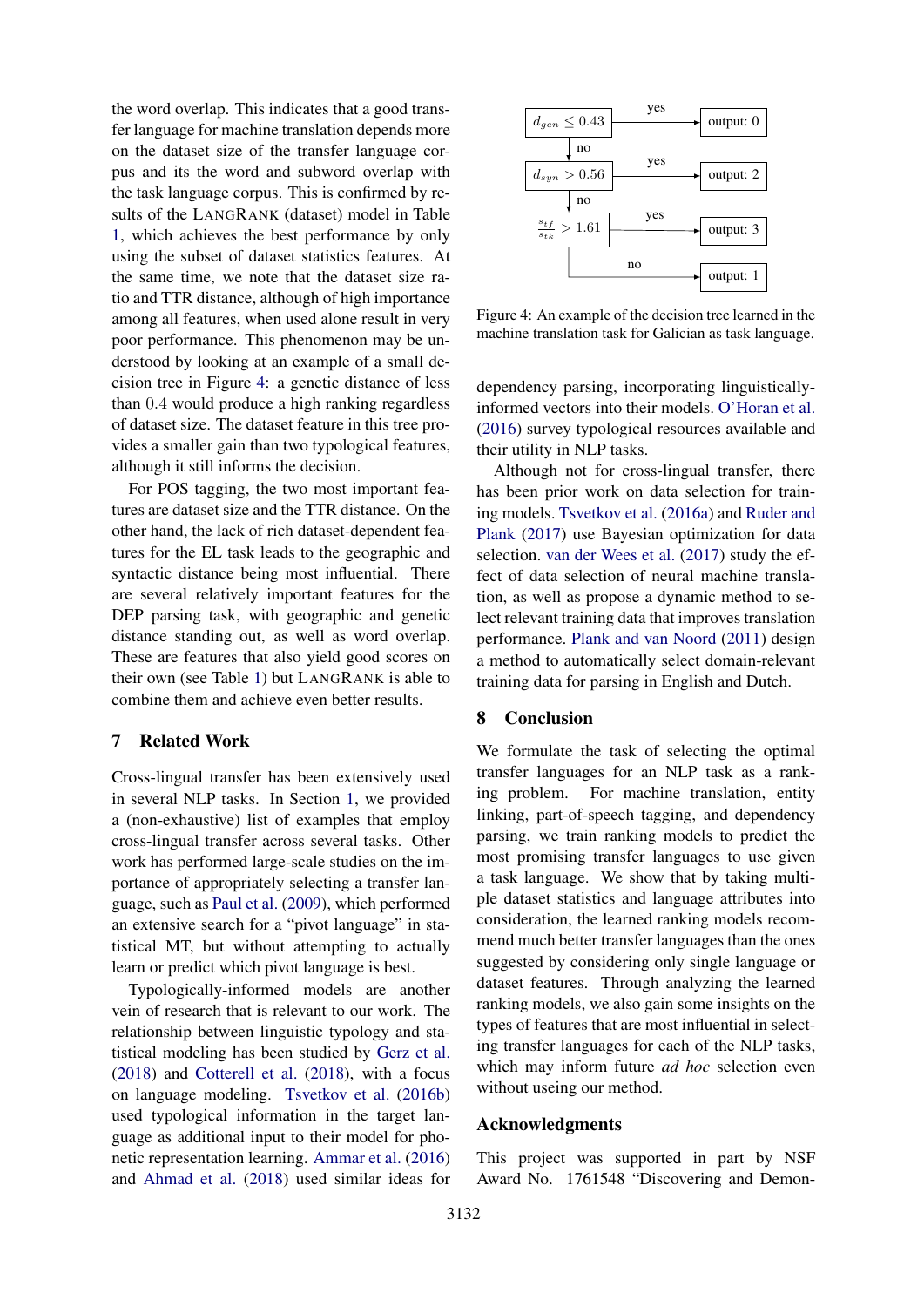the word overlap. This indicates that a good transfer language for machine translation depends more on the dataset size of the transfer language corpus and its the word and subword overlap with the task language corpus. This is confirmed by results of the LangRank (dataset) model in Table 1, which achieves the best performance by only using the subset of dataset statistics features. At the same time, we note that the dataset size ratio and TTR distance, although of high importance among all features, when used alone result in very poor performance. This phenomenon may be understood by looking at an example of a small decision tree in Figure 4: a genetic distance of less than 0.4 would produce a high ranking regardless of dataset size. The dataset feature in this tree provides a smaller gain than two typological features, although it still informs the decision.

For POS tagging, the two most important features are dataset size and the TTR distance. On the other hand, the lack of rich dataset-dependent features for the EL task leads to the geographic and syntactic distance being most influential. There are several relatively important features for the DEP parsing task, with geographic and genetic distance standing out, as well as word overlap. These are features that also yield good scores on their own (see Table 1) but LangRank is able to combine them and achieve even better results.

Figure 4: An example of the decision tree learned in the machine translation task for Galician as task language.

## 7 Related Work

Cross-lingual transfer has been extensively used in several NLP tasks. In Section 1, we provided a (non-exhaustive) list of examples that employ cross-lingual transfer across several tasks. Other work has performed large-scale studies on the importance of appropriately selecting a transfer language, such as Paul et al. (2009), which performed an extensive search for a "pivot language" in statistical MT, but without attempting to actually learn or predict which pivot language is best.

Typologically-informed models are another vein of research that is relevant to our work. The relationship between linguistic typology and statistical modeling has been studied by Gerz et al. (2018) and Cotterell et al. (2018), with a focus on language modeling. Tsvetkov et al. (2016b) used typological information in the target language as additional input to their model for phonetic representation learning. Ammar et al. (2016) and Ahmad et al. (2018) used similar ideas for dependency parsing, incorporating linguistically-informed vectors into their models. O'Horan et al. (2016) survey typological resources available and their utility in NLP tasks.

Although not for cross-lingual transfer, there has been prior work on data selection for training models. Tsvetkov et al. (2016a) and Ruder and Plank (2017) use Bayesian optimization for data selection. van der Wees et al. (2017) study the effect of data selection of neural machine translation, as well as propose a dynamic method to select relevant training data that improves translation performance. Plank and van Noord (2011) design a method to automatically select domain-relevant training data for parsing in English and Dutch.

## 8 Conclusion

We formulate the task of selecting the optimal transfer languages for an NLP task as a ranking problem. For machine translation, entity linking, part-of-speech tagging, and dependency parsing, we train ranking models to predict the most promising transfer languages to use given a task language. We show that by taking multiple dataset statistics and language attributes into consideration, the learned ranking models recommend much better transfer languages than the ones suggested by considering only single language or dataset features. Through analyzing the learned ranking models, we also gain some insights on the types of features that are most influential in selecting transfer languages for each of the NLP tasks, which may inform future *ad hoc* selection even without useing our method.

## Acknowledgments

This project was supported in part by NSF Award No. 1761548 "Discovering and Demon-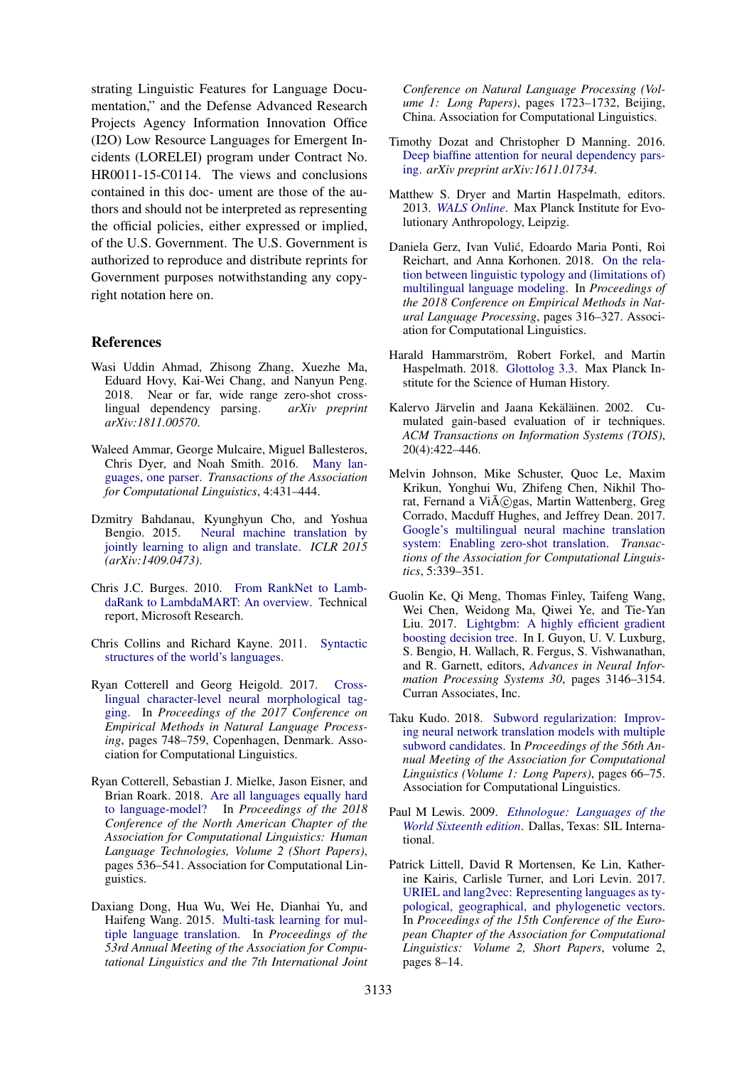strating Linguistic Features for Language Documentation," and the Defense Advanced Research Projects Agency Information Innovation Office (I2O) Low Resource Languages for Emergent Incidents (LORELEI) program under Contract No. HR0011-15-C0114. The views and conclusions contained in this doc- ument are those of the authors and should not be interpreted as representing the official policies, either expressed or implied, of the U.S. Government. The U.S. Government is authorized to reproduce and distribute reprints for Government purposes notwithstanding any copyright notation here on.

## References

Wasi Uddin Ahmad, Zhisong Zhang, Xuezhe Ma, Eduard Hovy, Kai-Wei Chang, and Nanyun Peng. 2018. Near or far, wide range zero-shot cross-lingual dependency parsing. *arXiv preprint arXiv:1811.00570*.

Waleed Ammar, George Mulcaire, Miguel Ballesteros, Chris Dyer, and Noah Smith. 2016. Many languages, one parser. *Transactions of the Association for Computational Linguistics*, 4:431–444.

Dzmitry Bahdanau, Kyunghyun Cho, and Yoshua Bengio. 2015. Neural machine translation by jointly learning to align and translate. *ICLR 2015 (arXiv:1409.0473)*.

Chris J.C. Burges. 2010. From RankNet to LambdaRank to LambdaMART: An overview. Technical report, Microsoft Research.

Chris Collins and Richard Kayne. 2011. Syntactic structures of the world's languages.

Ryan Cotterell and Georg Heigold. 2017. Cross-lingual character-level neural morphological tagging. In *Proceedings of the 2017 Conference on Empirical Methods in Natural Language Processing*, pages 748–759, Copenhagen, Denmark. Association for Computational Linguistics.

Ryan Cotterell, Sebastian J. Mielke, Jason Eisner, and Brian Roark. 2018. Are all languages equally hard to language-model? In *Proceedings of the 2018 Conference of the North American Chapter of the Association for Computational Linguistics: Human Language Technologies, Volume 2 (Short Papers)*, pages 536–541. Association for Computational Linguistics.

Daxiang Dong, Hua Wu, Wei He, Dianhai Yu, and Haifeng Wang. 2015. Multi-task learning for multiple language translation. In *Proceedings of the 53rd Annual Meeting of the Association for Computational Linguistics and the 7th International Joint Conference on Natural Language Processing (Volume 1: Long Papers)*, pages 1723–1732, Beijing, China. Association for Computational Linguistics.

Timothy Dozat and Christopher D Manning. 2016. Deep biaffine attention for neural dependency parsing. *arXiv preprint arXiv:1611.01734*.

Matthew S. Dryer and Martin Haspelmath, editors. 2013. *WALS Online*. Max Planck Institute for Evolutionary Anthropology, Leipzig.

Daniela Gerz, Ivan Vulić, Edoardo Maria Ponti, Roi Reichart, and Anna Korhonen. 2018. On the relation between linguistic typology and (limitations of) multilingual language modeling. In *Proceedings of the 2018 Conference on Empirical Methods in Natural Language Processing*, pages 316–327. Association for Computational Linguistics.

Harald Hammarström, Robert Forkel, and Martin Haspelmath. 2018. Glottolog 3.3. Max Planck Institute for the Science of Human History.

Kalervo Järvelin and Jaana Kekäläinen. 2002. Cumulated gain-based evaluation of ir techniques. *ACM Transactions on Information Systems (TOIS)*, 20(4):422–446.

Melvin Johnson, Mike Schuster, Quoc Le, Maxim Krikun, Yonghui Wu, Zhifeng Chen, Nikhil Thorat, Fernand a ViÃ©gas, Martin Wattenberg, Greg Corrado, Macduff Hughes, and Jeffrey Dean. 2017. Google's multilingual neural machine translation system: Enabling zero-shot translation. *Transactions of the Association for Computational Linguistics*, 5:339–351.

Guolin Ke, Qi Meng, Thomas Finley, Taifeng Wang, Wei Chen, Weidong Ma, Qiwei Ye, and Tie-Yan Liu. 2017. Lightgbm: A highly efficient gradient boosting decision tree. In I. Guyon, U. V. Luxburg, S. Bengio, H. Wallach, R. Fergus, S. Vishwanathan, and R. Garnett, editors, *Advances in Neural Information Processing Systems 30*, pages 3146–3154. Curran Associates, Inc.

Taku Kudo. 2018. Subword regularization: Improving neural network translation models with multiple subword candidates. In *Proceedings of the 56th Annual Meeting of the Association for Computational Linguistics (Volume 1: Long Papers)*, pages 66–75. Association for Computational Linguistics.

Paul M Lewis. 2009. *Ethnologue: Languages of the World Sixteenth edition*. Dallas, Texas: SIL International.

Patrick Littell, David R Mortensen, Ke Lin, Katherine Kairis, Carlisle Turner, and Lori Levin. 2017. URIEL and lang2vec: Representing languages as typological, geographical, and phylogenetic vectors. In *Proceedings of the 15th Conference of the European Chapter of the Association for Computational Linguistics: Volume 2, Short Papers*, volume 2, pages 8–14.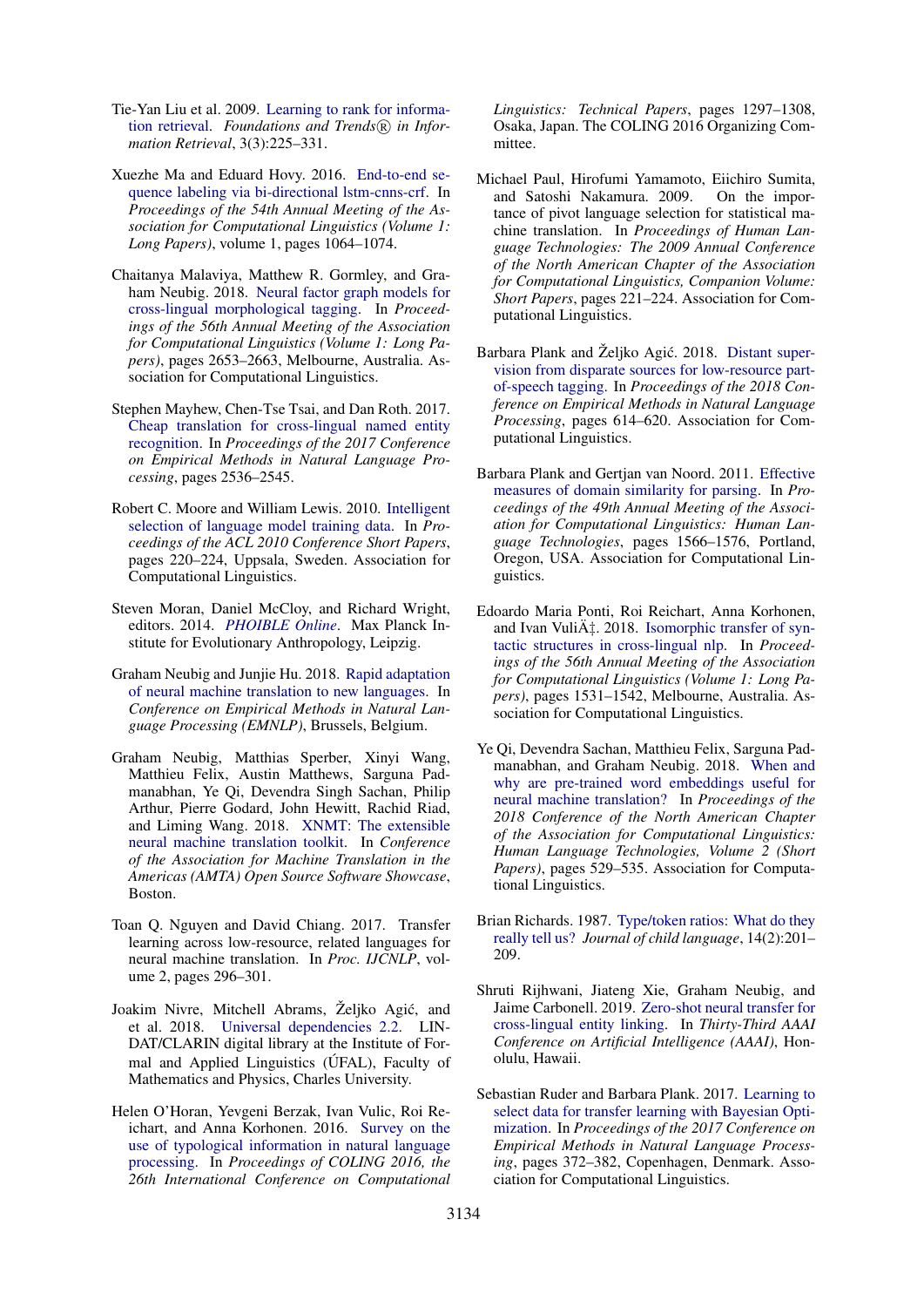Tie-Yan Liu et al. 2009. Learning to rank for information retrieval. *Foundations and Trends® in Information Retrieval*, 3(3):225–331.

Xuezhe Ma and Eduard Hovy. 2016. End-to-end sequence labeling via bi-directional lstm-cnns-crf. In *Proceedings of the 54th Annual Meeting of the Association for Computational Linguistics (Volume 1: Long Papers)*, volume 1, pages 1064–1074.

Chaitanya Malaviya, Matthew R. Gormley, and Graham Neubig. 2018. Neural factor graph models for cross-lingual morphological tagging. In *Proceedings of the 56th Annual Meeting of the Association for Computational Linguistics (Volume 1: Long Papers)*, pages 2653–2663, Melbourne, Australia. Association for Computational Linguistics.

Stephen Mayhew, Chen-Tse Tsai, and Dan Roth. 2017. Cheap translation for cross-lingual named entity recognition. In *Proceedings of the 2017 Conference on Empirical Methods in Natural Language Processing*, pages 2536–2545.

Robert C. Moore and William Lewis. 2010. Intelligent selection of language model training data. In *Proceedings of the ACL 2010 Conference Short Papers*, pages 220–224, Uppsala, Sweden. Association for Computational Linguistics.

Steven Moran, Daniel McCloy, and Richard Wright, editors. 2014. *PHOIBLE Online*. Max Planck Institute for Evolutionary Anthropology, Leipzig.

Graham Neubig and Junjie Hu. 2018. Rapid adaptation of neural machine translation to new languages. In *Conference on Empirical Methods in Natural Language Processing (EMNLP)*, Brussels, Belgium.

Graham Neubig, Matthias Sperber, Xinyi Wang, Matthieu Felix, Austin Matthews, Sarguna Padmanabhan, Ye Qi, Devendra Singh Sachan, Philip Arthur, Pierre Godard, John Hewitt, Rachid Riad, and Liming Wang. 2018. XNMT: The extensible neural machine translation toolkit. In *Conference of the Association for Machine Translation in the Americas (AMTA) Open Source Software Showcase*, Boston.

Toan Q. Nguyen and David Chiang. 2017. Transfer learning across low-resource, related languages for neural machine translation. In *Proc. IJCNLP*, volume 2, pages 296–301.

Joakim Nivre, Mitchell Abrams, Željko Agić, and et al. 2018. Universal dependencies 2.2. LINDAT/CLARIN digital library at the Institute of Formal and Applied Linguistics (ÚFAL), Faculty of Mathematics and Physics, Charles University.

Helen O'Horan, Yevgeni Berzak, Ivan Vulic, Roi Reichart, and Anna Korhonen. 2016. Survey on the use of typological information in natural language processing. In *Proceedings of COLING 2016, the 26th International Conference on Computational Linguistics: Technical Papers*, pages 1297–1308, Osaka, Japan. The COLING 2016 Organizing Committee.

Michael Paul, Hirofumi Yamamoto, Eiichiro Sumita, and Satoshi Nakamura. 2009. On the importance of pivot language selection for statistical machine translation. In *Proceedings of Human Language Technologies: The 2009 Annual Conference of the North American Chapter of the Association for Computational Linguistics, Companion Volume: Short Papers*, pages 221–224. Association for Computational Linguistics.

Barbara Plank and Željko Agić. 2018. Distant supervision from disparate sources for low-resource part-of-speech tagging. In *Proceedings of the 2018 Conference on Empirical Methods in Natural Language Processing*, pages 614–620. Association for Computational Linguistics.

Barbara Plank and Gertjan van Noord. 2011. Effective measures of domain similarity for parsing. In *Proceedings of the 49th Annual Meeting of the Association for Computational Linguistics: Human Language Technologies*, pages 1566–1576, Portland, Oregon, USA. Association for Computational Linguistics.

Edoardo Maria Ponti, Roi Reichart, Anna Korhonen, and Ivan VuliÄ‡. 2018. Isomorphic transfer of syntactic structures in cross-lingual nlp. In *Proceedings of the 56th Annual Meeting of the Association for Computational Linguistics (Volume 1: Long Papers)*, pages 1531–1542, Melbourne, Australia. Association for Computational Linguistics.

Ye Qi, Devendra Sachan, Matthieu Felix, Sarguna Padmanabhan, and Graham Neubig. 2018. When and why are pre-trained word embeddings useful for neural machine translation? In *Proceedings of the 2018 Conference of the North American Chapter of the Association for Computational Linguistics: Human Language Technologies, Volume 2 (Short Papers)*, pages 529–535. Association for Computational Linguistics.

Brian Richards. 1987. Type/token ratios: What do they really tell us? *Journal of child language*, 14(2):201–209.

Shruti Rijhwani, Jiateng Xie, Graham Neubig, and Jaime Carbonell. 2019. Zero-shot neural transfer for cross-lingual entity linking. In *Thirty-Third AAAI Conference on Artificial Intelligence (AAAI)*, Honolulu, Hawaii.

Sebastian Ruder and Barbara Plank. 2017. Learning to select data for transfer learning with Bayesian Optimization. In *Proceedings of the 2017 Conference on Empirical Methods in Natural Language Processing*, pages 372–382, Copenhagen, Denmark. Association for Computational Linguistics.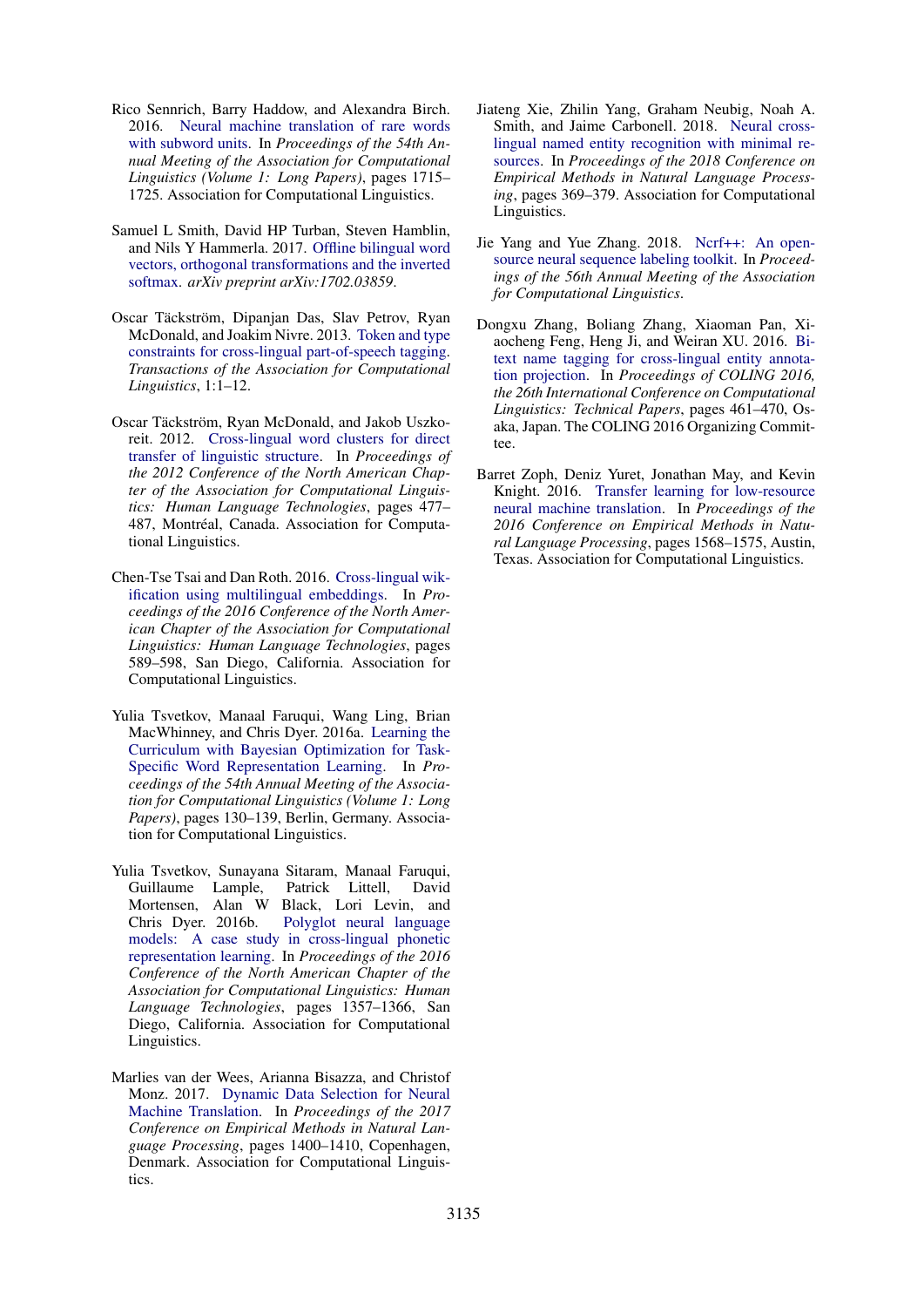Rico Sennrich, Barry Haddow, and Alexandra Birch. 2016. Neural machine translation of rare words with subword units. In *Proceedings of the 54th Annual Meeting of the Association for Computational Linguistics (Volume 1: Long Papers)*, pages 1715–1725. Association for Computational Linguistics.

Samuel L Smith, David HP Turban, Steven Hamblin, and Nils Y Hammerla. 2017. Offline bilingual word vectors, orthogonal transformations and the inverted softmax. *arXiv preprint arXiv:1702.03859*.

Oscar Täckström, Dipanjan Das, Slav Petrov, Ryan McDonald, and Joakim Nivre. 2013. Token and type constraints for cross-lingual part-of-speech tagging. *Transactions of the Association for Computational Linguistics*, 1:1–12.

Oscar Täckström, Ryan McDonald, and Jakob Uszkoreit. 2012. Cross-lingual word clusters for direct transfer of linguistic structure. In *Proceedings of the 2012 Conference of the North American Chapter of the Association for Computational Linguistics: Human Language Technologies*, pages 477–487, Montréal, Canada. Association for Computational Linguistics.

Chen-Tse Tsai and Dan Roth. 2016. Cross-lingual wikification using multilingual embeddings. In *Proceedings of the 2016 Conference of the North American Chapter of the Association for Computational Linguistics: Human Language Technologies*, pages 589–598, San Diego, California. Association for Computational Linguistics.

Yulia Tsvetkov, Manaal Faruqui, Wang Ling, Brian MacWhinney, and Chris Dyer. 2016a. Learning the Curriculum with Bayesian Optimization for Task-Specific Word Representation Learning. In *Proceedings of the 54th Annual Meeting of the Association for Computational Linguistics (Volume 1: Long Papers)*, pages 130–139, Berlin, Germany. Association for Computational Linguistics.

Yulia Tsvetkov, Sunayana Sitaram, Manaal Faruqui, Guillaume Lample, Patrick Littell, David Mortensen, Alan W Black, Lori Levin, and Chris Dyer. 2016b. Polyglot neural language models: A case study in cross-lingual phonetic representation learning. In *Proceedings of the 2016 Conference of the North American Chapter of the Association for Computational Linguistics: Human Language Technologies*, pages 1357–1366, San Diego, California. Association for Computational Linguistics.

Marlies van der Wees, Arianna Bisazza, and Christof Monz. 2017. Dynamic Data Selection for Neural Machine Translation. In *Proceedings of the 2017 Conference on Empirical Methods in Natural Language Processing*, pages 1400–1410, Copenhagen, Denmark. Association for Computational Linguistics.

Jiateng Xie, Zhilin Yang, Graham Neubig, Noah A. Smith, and Jaime Carbonell. 2018. Neural cross-lingual named entity recognition with minimal resources. In *Proceedings of the 2018 Conference on Empirical Methods in Natural Language Processing*, pages 369–379. Association for Computational Linguistics.

Jie Yang and Yue Zhang. 2018. Ncrf++: An open-source neural sequence labeling toolkit. In *Proceedings of the 56th Annual Meeting of the Association for Computational Linguistics*.

Dongxu Zhang, Boliang Zhang, Xiaoman Pan, Xiaocheng Feng, Heng Ji, and Weiran XU. 2016. Bitext name tagging for cross-lingual entity annotation projection. In *Proceedings of COLING 2016, the 26th International Conference on Computational Linguistics: Technical Papers*, pages 461–470, Osaka, Japan. The COLING 2016 Organizing Committee.

Barret Zoph, Deniz Yuret, Jonathan May, and Kevin Knight. 2016. Transfer learning for low-resource neural machine translation. In *Proceedings of the 2016 Conference on Empirical Methods in Natural Language Processing*, pages 1568–1575, Austin, Texas. Association for Computational Linguistics.